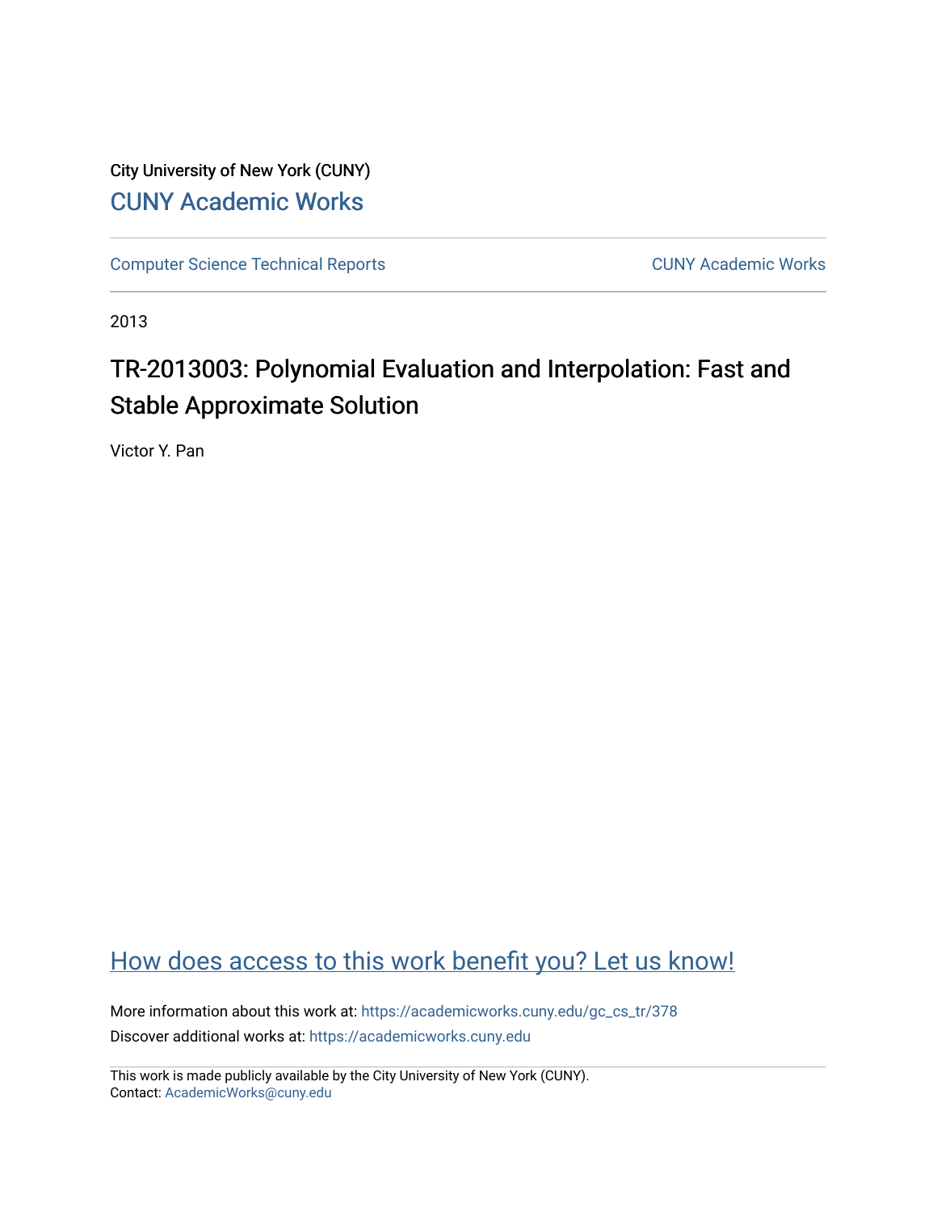City University of New York (CUNY)

CUNY Academic Works

Computer Science Technical Reports

CUNY Academic Works

2013

# TR-2013003: Polynomial Evaluation and Interpolation: Fast and Stable Approximate Solution

Victor Y. Pan

How does access to this work benefit you? Let us know!

More information about this work at: https://academicworks.cuny.edu/gc_cs_tr/378

Discover additional works at: https://academicworks.cuny.edu

This work is made publicly available by the City University of New York (CUNY).
Contact: AcademicWorks@cuny.edu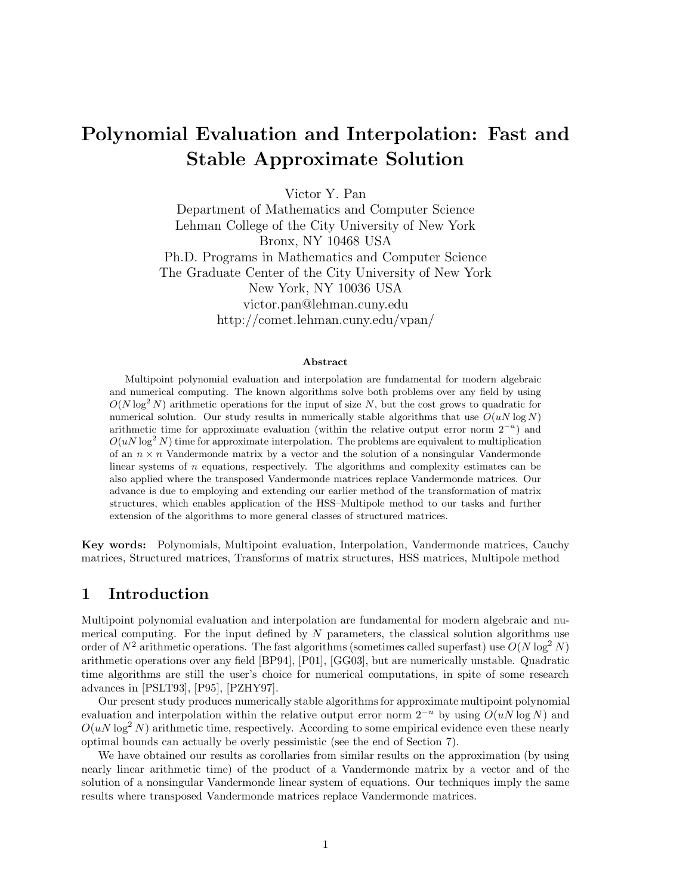# Polynomial Evaluation and Interpolation: Fast and Stable Approximate Solution

Victor Y. Pan
Department of Mathematics and Computer Science
Lehman College of the City University of New York
Bronx, NY 10468 USA
Ph.D. Programs in Mathematics and Computer Science
The Graduate Center of the City University of New York
New York, NY 10036 USA
victor.pan@lehman.cuny.edu
http://comet.lehman.cuny.edu/vpan/

### Abstract

Multipoint polynomial evaluation and interpolation are fundamental for modern algebraic and numerical computing. The known algorithms solve both problems over any field by using $O(N \log^2 N)$ arithmetic operations for the input of size $N$, but the cost grows to quadratic for numerical solution. Our study results in numerically stable algorithms that use $O(uN \log N)$ arithmetic time for approximate evaluation (within the relative output error norm $2^{-u}$) and $O(uN \log^2 N)$ time for approximate interpolation. The problems are equivalent to multiplication of an $n \times n$ Vandermonde matrix by a vector and the solution of a nonsingular Vandermonde linear systems of $n$ equations, respectively. The algorithms and complexity estimates can be also applied where the transposed Vandermonde matrices replace Vandermonde matrices. Our advance is due to employing and extending our earlier method of the transformation of matrix structures, which enables application of the HSS–Multipole method to our tasks and further extension of the algorithms to more general classes of structured matrices.

**Key words:** Polynomials, Multipoint evaluation, Interpolation, Vandermonde matrices, Cauchy matrices, Structured matrices, Transforms of matrix structures, HSS matrices, Multipole method

## 1 Introduction

Multipoint polynomial evaluation and interpolation are fundamental for modern algebraic and numerical computing. For the input defined by $N$ parameters, the classical solution algorithms use order of $N^2$ arithmetic operations. The fast algorithms (sometimes called superfast) use $O(N \log^2 N)$ arithmetic operations over any field [BP94], [P01], [GG03], but are numerically unstable. Quadratic time algorithms are still the user's choice for numerical computations, in spite of some research advances in [PSLT93], [P95], [PZHY97].

Our present study produces numerically stable algorithms for approximate multipoint polynomial evaluation and interpolation within the relative output error norm $2^{-u}$ by using $O(uN \log N)$ and $O(uN \log^2 N)$ arithmetic time, respectively. According to some empirical evidence even these nearly optimal bounds can actually be overly pessimistic (see the end of Section 7).

We have obtained our results as corollaries from similar results on the approximation (by using nearly linear arithmetic time) of the product of a Vandermonde matrix by a vector and of the solution of a nonsingular Vandermonde linear system of equations. Our techniques imply the same results where transposed Vandermonde matrices replace Vandermonde matrices.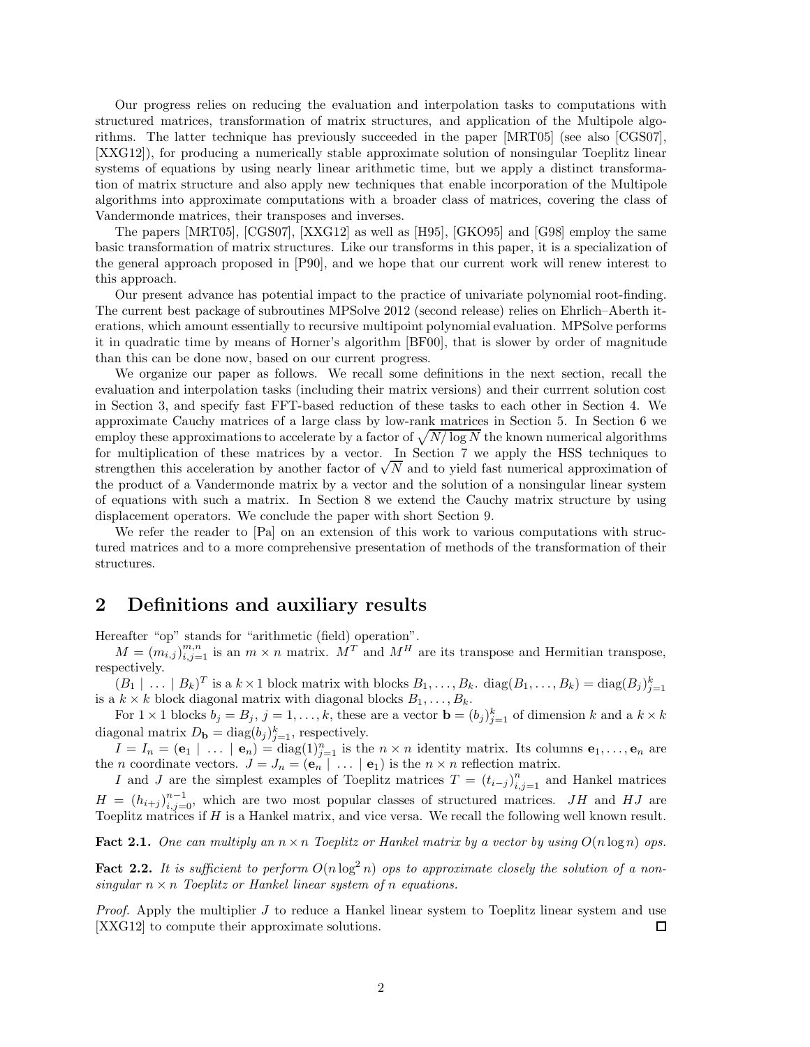Our progress relies on reducing the evaluation and interpolation tasks to computations with structured matrices, transformation of matrix structures, and application of the Multipole algorithms. The latter technique has previously succeeded in the paper [MRT05] (see also [CGS07], [XXG12]), for producing a numerically stable approximate solution of nonsingular Toeplitz linear systems of equations by using nearly linear arithmetic time, but we apply a distinct transformation of matrix structure and also apply new techniques that enable incorporation of the Multipole algorithms into approximate computations with a broader class of matrices, covering the class of Vandermonde matrices, their transposes and inverses.

The papers [MRT05], [CGS07], [XXG12] as well as [H95], [GKO95] and [G98] employ the same basic transformation of matrix structures. Like our transforms in this paper, it is a specialization of the general approach proposed in [P90], and we hope that our current work will renew interest to this approach.

Our present advance has potential impact to the practice of univariate polynomial root-finding. The current best package of subroutines MPSolve 2012 (second release) relies on Ehrlich–Aberth iterations, which amount essentially to recursive multipoint polynomial evaluation. MPSolve performs it in quadratic time by means of Horner's algorithm [BF00], that is slower by order of magnitude than this can be done now, based on our current progress.

We organize our paper as follows. We recall some definitions in the next section, recall the evaluation and interpolation tasks (including their matrix versions) and their currrent solution cost in Section 3, and specify fast FFT-based reduction of these tasks to each other in Section 4. We approximate Cauchy matrices of a large class by low-rank matrices in Section 5. In Section 6 we employ these approximations to accelerate by a factor of $\sqrt{N/\log N}$ the known numerical algorithms for multiplication of these matrices by a vector. In Section 7 we apply the HSS techniques to strengthen this acceleration by another factor of $\sqrt{N}$ and to yield fast numerical approximation of the product of a Vandermonde matrix by a vector and the solution of a nonsingular linear system of equations with such a matrix. In Section 8 we extend the Cauchy matrix structure by using displacement operators. We conclude the paper with short Section 9.

We refer the reader to [Pa] on an extension of this work to various computations with structured matrices and to a more comprehensive presentation of methods of the transformation of their structures.

## 2 Definitions and auxiliary results

Hereafter "op" stands for "arithmetic (field) operation".

$M = (m_{i,j})_{i,j=1}^{m,n}$ is an $m \times n$ matrix. $M^T$ and $M^H$ are its transpose and Hermitian transpose, respectively.

$(B_1 \mid \ldots \mid B_k)^T$ is a $k \times 1$ block matrix with blocks $B_1, \ldots, B_k$. $\operatorname{diag}(B_1, \ldots, B_k) = \operatorname{diag}(B_j)_{j=1}^k$ is a $k \times k$ block diagonal matrix with diagonal blocks $B_1, \ldots, B_k$.

For $1 \times 1$ blocks $b_j = B_j$, $j = 1, \ldots, k$, these are a vector $\mathbf{b} = (b_j)_{j=1}^k$ of dimension $k$ and a $k \times k$ diagonal matrix $D_{\mathbf{b}} = \operatorname{diag}(b_j)_{j=1}^k$, respectively.

$I = I_n = (\mathbf{e}_1 \mid \ldots \mid \mathbf{e}_n) = \operatorname{diag}(1)_{j=1}^n$ is the $n \times n$ identity matrix. Its columns $\mathbf{e}_1, \ldots, \mathbf{e}_n$ are the $n$ coordinate vectors. $J = J_n = (\mathbf{e}_n \mid \ldots \mid \mathbf{e}_1)$ is the $n \times n$ reflection matrix.

$I$ and $J$ are the simplest examples of Toeplitz matrices $T = (t_{i-j})_{i,j=1}^n$ and Hankel matrices $H = (h_{i+j})_{i,j=0}^{n-1}$, which are two most popular classes of structured matrices. $JH$ and $HJ$ are Toeplitz matrices if $H$ is a Hankel matrix, and vice versa. We recall the following well known result.

**Fact 2.1.** *One can multiply an $n \times n$ Toeplitz or Hankel matrix by a vector by using $O(n \log n)$ ops.*

**Fact 2.2.** *It is sufficient to perform $O(n \log^2 n)$ ops to approximate closely the solution of a nonsingular $n \times n$ Toeplitz or Hankel linear system of $n$ equations.*

*Proof.* Apply the multiplier $J$ to reduce a Hankel linear system to Toeplitz linear system and use [XXG12] to compute their approximate solutions. □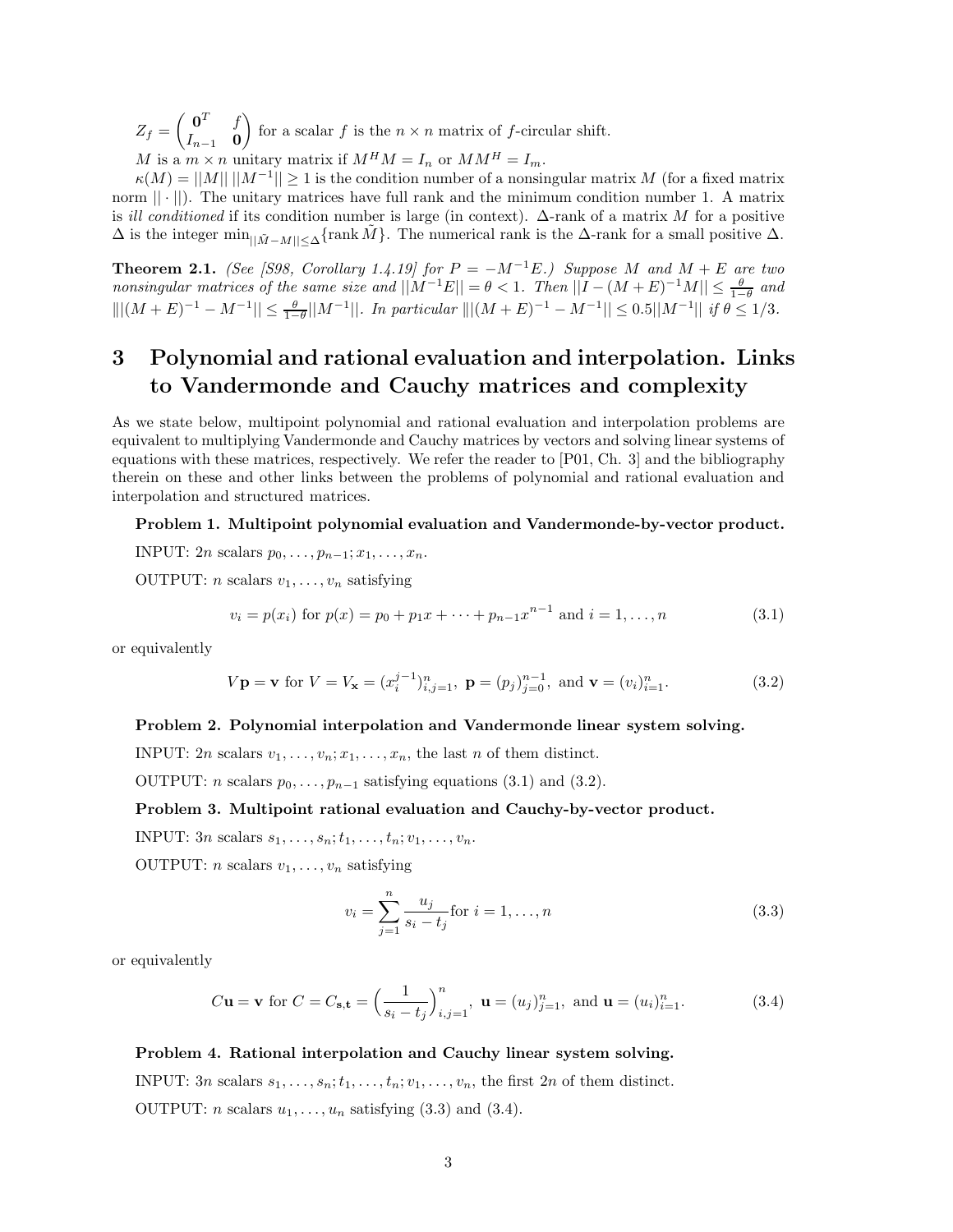$Z_f = \begin{pmatrix} \mathbf{0}^T & f \\ I_{n-1} & \mathbf{0} \end{pmatrix}$ for a scalar $f$ is the $n \times n$ matrix of $f$-circular shift.

$M$ is a $m \times n$ unitary matrix if $M^H M = I_n$ or $MM^H = I_m$.

$\kappa(M) = ||M||\,||M^{-1}|| \geq 1$ is the condition number of a nonsingular matrix $M$ (for a fixed matrix norm $||\cdot||$). The unitary matrices have full rank and the minimum condition number 1. A matrix is *ill conditioned* if its condition number is large (in context). $\Delta$-rank of a matrix $M$ for a positive $\Delta$ is the integer $\min_{||\tilde{M}-M|| \leq \Delta}\{\text{rank}\,\tilde{M}\}$. The numerical rank is the $\Delta$-rank for a small positive $\Delta$.

**Theorem 2.1.** *(See [S98, Corollary 1.4.19] for $P = -M^{-1}E$.) Suppose $M$ and $M+E$ are two nonsingular matrices of the same size and $||M^{-1}E|| = \theta < 1$. Then $||I - (M+E)^{-1}M|| \leq \frac{\theta}{1-\theta}$ and $|||(M+E)^{-1} - M^{-1}|| \leq \frac{\theta}{1-\theta}||M^{-1}||$. In particular $|||(M+E)^{-1} - M^{-1}|| \leq 0.5||M^{-1}||$ if $\theta \leq 1/3$.*

# 3 Polynomial and rational evaluation and interpolation. Links to Vandermonde and Cauchy matrices and complexity

As we state below, multipoint polynomial and rational evaluation and interpolation problems are equivalent to multiplying Vandermonde and Cauchy matrices by vectors and solving linear systems of equations with these matrices, respectively. We refer the reader to [P01, Ch. 3] and the bibliography therein on these and other links between the problems of polynomial and rational evaluation and interpolation and structured matrices.

**Problem 1. Multipoint polynomial evaluation and Vandermonde-by-vector product.**

INPUT: $2n$ scalars $p_0, \ldots, p_{n-1}; x_1, \ldots, x_n$.

OUTPUT: $n$ scalars $v_1, \ldots, v_n$ satisfying

$$v_i = p(x_i) \text{ for } p(x) = p_0 + p_1 x + \cdots + p_{n-1}x^{n-1} \text{ and } i = 1, \ldots, n \tag{3.1}$$

or equivalently

$$V\mathbf{p} = \mathbf{v} \text{ for } V = V_{\mathbf{x}} = (x_i^{j-1})_{i,j=1}^n,\ \mathbf{p} = (p_j)_{j=0}^{n-1},\ \text{and } \mathbf{v} = (v_i)_{i=1}^n. \tag{3.2}$$

**Problem 2. Polynomial interpolation and Vandermonde linear system solving.**

INPUT: $2n$ scalars $v_1, \ldots, v_n; x_1, \ldots, x_n$, the last $n$ of them distinct.

OUTPUT: $n$ scalars $p_0, \ldots, p_{n-1}$ satisfying equations (3.1) and (3.2).

**Problem 3. Multipoint rational evaluation and Cauchy-by-vector product.**

INPUT: $3n$ scalars $s_1, \ldots, s_n; t_1, \ldots, t_n; v_1, \ldots, v_n$.

OUTPUT: $n$ scalars $v_1, \ldots, v_n$ satisfying

$$v_i = \sum_{j=1}^n \frac{u_j}{s_i - t_j} \text{for } i = 1, \ldots, n \tag{3.3}$$

or equivalently

$$C\mathbf{u} = \mathbf{v} \text{ for } C = C_{\mathbf{s},\mathbf{t}} = \Big(\frac{1}{s_i - t_j}\Big)_{i,j=1}^n,\ \mathbf{u} = (u_j)_{j=1}^n,\ \text{and } \mathbf{u} = (u_i)_{i=1}^n. \tag{3.4}$$

**Problem 4. Rational interpolation and Cauchy linear system solving.**

INPUT: $3n$ scalars $s_1, \ldots, s_n; t_1, \ldots, t_n; v_1, \ldots, v_n$, the first $2n$ of them distinct.

OUTPUT: $n$ scalars $u_1, \ldots, u_n$ satisfying (3.3) and (3.4).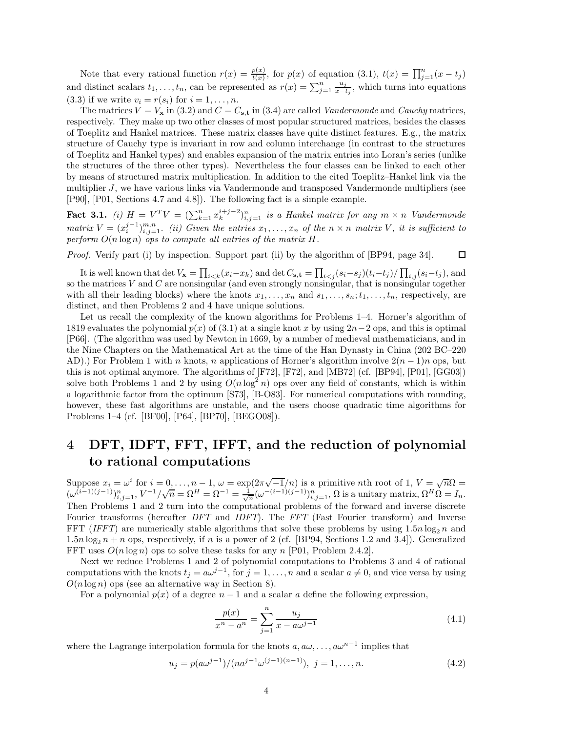Note that every rational function $r(x) = \frac{p(x)}{t(x)}$, for $p(x)$ of equation (3.1), $t(x) = \prod_{j=1}^{n}(x - t_j)$ and distinct scalars $t_1, \ldots, t_n$, can be represented as $r(x) = \sum_{j=1}^{n} \frac{u_j}{x - t_j}$, which turns into equations (3.3) if we write $v_i = r(s_i)$ for $i = 1, \ldots, n$.

The matrices $V = V_{\mathbf{x}}$ in (3.2) and $C = C_{\mathbf{s},\mathbf{t}}$ in (3.4) are called *Vandermonde* and *Cauchy* matrices, respectively. They make up two other classes of most popular structured matrices, besides the classes of Toeplitz and Hankel matrices. These matrix classes have quite distinct features. E.g., the matrix structure of Cauchy type is invariant in row and column interchange (in contrast to the structures of Toeplitz and Hankel types) and enables expansion of the matrix entries into Loran's series (unlike the structures of the three other types). Nevertheless the four classes can be linked to each other by means of structured matrix multiplication. In addition to the cited Toeplitz–Hankel link via the multiplier $J$, we have various links via Vandermonde and transposed Vandermonde multipliers (see [P90], [P01, Sections 4.7 and 4.8]). The following fact is a simple example.

**Fact 3.1.** *(i) $H = V^T V = (\sum_{k=1}^{n} x_k^{i+j-2})_{i,j=1}^{n}$ is a Hankel matrix for any $m \times n$ Vandermonde matrix $V = (x_i^{j-1})_{i,j=1}^{m,n}$. (ii) Given the entries $x_1, \ldots, x_n$ of the $n \times n$ matrix $V$, it is sufficient to perform $O(n \log n)$ ops to compute all entries of the matrix $H$.*

*Proof.* Verify part (i) by inspection. Support part (ii) by the algorithm of [BP94, page 34]. □

It is well known that $\det V_{\mathbf{x}} = \prod_{i<k}(x_i - x_k)$ and $\det C_{\mathbf{s},\mathbf{t}} = \prod_{i<j}(s_i - s_j)(t_i - t_j) / \prod_{i,j}(s_i - t_j)$, and so the matrices $V$ and $C$ are nonsingular (and even strongly nonsingular, that is nonsingular together with all their leading blocks) where the knots $x_1, \ldots, x_n$ and $s_1, \ldots, s_n; t_1, \ldots, t_n$, respectively, are distinct, and then Problems 2 and 4 have unique solutions.

Let us recall the complexity of the known algorithms for Problems 1–4. Horner's algorithm of 1819 evaluates the polynomial $p(x)$ of (3.1) at a single knot $x$ by using $2n-2$ ops, and this is optimal [P66]. (The algorithm was used by Newton in 1669, by a number of medieval mathematicians, and in the Nine Chapters on the Mathematical Art at the time of the Han Dynasty in China (202 BC–220 AD).) For Problem 1 with $n$ knots, $n$ applications of Horner's algorithm involve $2(n-1)n$ ops, but this is not optimal anymore. The algorithms of [F72], [F72], and [MB72] (cf. [BP94], [P01], [GG03]) solve both Problems 1 and 2 by using $O(n \log^2 n)$ ops over any field of constants, which is within a logarithmic factor from the optimum [S73], [B-O83]. For numerical computations with rounding, however, these fast algorithms are unstable, and the users choose quadratic time algorithms for Problems 1–4 (cf. [BF00], [P64], [BP70], [BEGO08]).

# 4 DFT, IDFT, FFT, IFFT, and the reduction of polynomial to rational computations

Suppose $x_i = \omega^i$ for $i = 0, \ldots, n-1$, $\omega = \exp(2\pi\sqrt{-1}/n)$ is a primitive $n$th root of 1, $V = \sqrt{n}\Omega = (\omega^{(i-1)(j-1)})_{i,j=1}^{n}$, $V^{-1}/\sqrt{n} = \Omega^H = \Omega^{-1} = \frac{1}{\sqrt{n}}(\omega^{-(i-1)(j-1)})_{i,j=1}^{n}$, $\Omega$ is a unitary matrix, $\Omega^H \Omega = I_n$. Then Problems 1 and 2 turn into the computational problems of the forward and inverse discrete Fourier transforms (hereafter *DFT* and *IDFT*). The *FFT* (Fast Fourier transform) and Inverse FFT (*IFFT*) are numerically stable algorithms that solve these problems by using $1.5n \log_2 n$ and $1.5n \log_2 n + n$ ops, respectively, if $n$ is a power of 2 (cf. [BP94, Sections 1.2 and 3.4]). Generalized FFT uses $O(n \log n)$ ops to solve these tasks for any $n$ [P01, Problem 2.4.2].

Next we reduce Problems 1 and 2 of polynomial computations to Problems 3 and 4 of rational computations with the knots $t_j = a\omega^{j-1}$, for $j = 1, \ldots, n$ and a scalar $a \neq 0$, and vice versa by using $O(n \log n)$ ops (see an alternative way in Section 8).

For a polynomial $p(x)$ of a degree $n-1$ and a scalar $a$ define the following expression,

$$\frac{p(x)}{x^n - a^n} = \sum_{j=1}^{n} \frac{u_j}{x - a\omega^{j-1}} \tag{4.1}$$

where the Lagrange interpolation formula for the knots $a, a\omega, \ldots, a\omega^{n-1}$ implies that

$$u_j = p(a\omega^{j-1})/(na^{j-1}\omega^{(j-1)(n-1)}), \ j = 1, \ldots, n. \tag{4.2}$$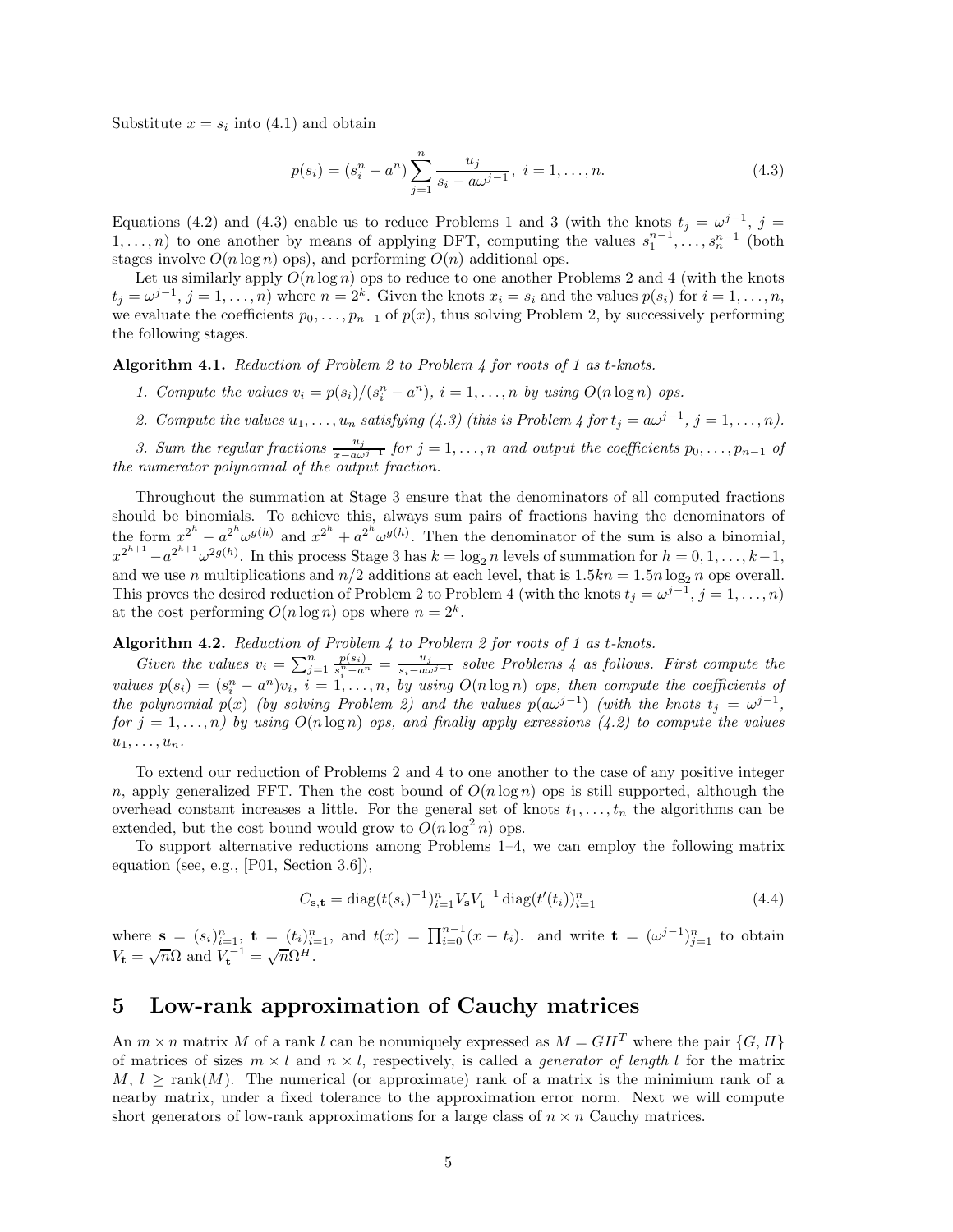Substitute $x = s_i$ into (4.1) and obtain

$$p(s_i) = (s_i^n - a^n) \sum_{j=1}^{n} \frac{u_j}{s_i - a\omega^{j-1}},\ i = 1, \dots, n. \tag{4.3}$$

Equations (4.2) and (4.3) enable us to reduce Problems 1 and 3 (with the knots $t_j = \omega^{j-1}$, $j = 1, \dots, n$) to one another by means of applying DFT, computing the values $s_1^{n-1}, \dots, s_n^{n-1}$ (both stages involve $O(n \log n)$ ops), and performing $O(n)$ additional ops.

Let us similarly apply $O(n \log n)$ ops to reduce to one another Problems 2 and 4 (with the knots $t_j = \omega^{j-1}$, $j = 1, \dots, n$) where $n = 2^k$. Given the knots $x_i = s_i$ and the values $p(s_i)$ for $i = 1, \dots, n$, we evaluate the coefficients $p_0, \dots, p_{n-1}$ of $p(x)$, thus solving Problem 2, by successively performing the following stages.

**Algorithm 4.1.** *Reduction of Problem 2 to Problem 4 for roots of 1 as t-knots.*

1. *Compute the values $v_i = p(s_i)/(s_i^n - a^n)$, $i = 1, \dots, n$ by using $O(n \log n)$ ops.*
2. *Compute the values $u_1, \dots, u_n$ satisfying (4.3) (this is Problem 4 for $t_j = a\omega^{j-1}$, $j = 1, \dots, n$).*
3. *Sum the regular fractions $\frac{u_j}{x - a\omega^{j-1}}$ for $j = 1, \dots, n$ and output the coefficients $p_0, \dots, p_{n-1}$ of the numerator polynomial of the output fraction.*

Throughout the summation at Stage 3 ensure that the denominators of all computed fractions should be binomials. To achieve this, always sum pairs of fractions having the denominators of the form $x^{2^h} - a^{2^h}\omega^{g(h)}$ and $x^{2^h} + a^{2^h}\omega^{g(h)}$. Then the denominator of the sum is also a binomial, $x^{2^{h+1}} - a^{2^{h+1}}\omega^{2g(h)}$. In this process Stage 3 has $k = \log_2 n$ levels of summation for $h = 0, 1, \dots, k-1$, and we use $n$ multiplications and $n/2$ additions at each level, that is $1.5kn = 1.5n \log_2 n$ ops overall. This proves the desired reduction of Problem 2 to Problem 4 (with the knots $t_j = \omega^{j-1}$, $j = 1, \dots, n$) at the cost performing $O(n \log n)$ ops where $n = 2^k$.

**Algorithm 4.2.** *Reduction of Problem 4 to Problem 2 for roots of 1 as t-knots.*

*Given the values $v_i = \sum_{j=1}^{n} \frac{p(s_i)}{s_i^n - a^n} = \frac{u_j}{s_i - a\omega^{j-1}}$ solve Problems 4 as follows. First compute the values $p(s_i) = (s_i^n - a^n)v_i$, $i = 1, \dots, n$, by using $O(n \log n)$ ops, then compute the coefficients of the polynomial $p(x)$ (by solving Problem 2) and the values $p(a\omega^{j-1})$ (with the knots $t_j = \omega^{j-1}$, for $j = 1, \dots, n$) by using $O(n \log n)$ ops, and finally apply exressions (4.2) to compute the values $u_1, \dots, u_n$.*

To extend our reduction of Problems 2 and 4 to one another to the case of any positive integer $n$, apply generalized FFT. Then the cost bound of $O(n \log n)$ ops is still supported, although the overhead constant increases a little. For the general set of knots $t_1, \dots, t_n$ the algorithms can be extended, but the cost bound would grow to $O(n \log^2 n)$ ops.

To support alternative reductions among Problems 1–4, we can employ the following matrix equation (see, e.g., [P01, Section 3.6]),

$$C_{\mathbf{s},\mathbf{t}} = \operatorname{diag}(t(s_i)^{-1})_{i=1}^{n} V_{\mathbf{s}} V_{\mathbf{t}}^{-1} \operatorname{diag}(t'(t_i))_{i=1}^{n} \tag{4.4}$$

where $\mathbf{s} = (s_i)_{i=1}^n$, $\mathbf{t} = (t_i)_{i=1}^n$, and $t(x) = \prod_{i=0}^{n-1}(x - t_i)$. and write $\mathbf{t} = (\omega^{j-1})_{j=1}^n$ to obtain $V_{\mathbf{t}} = \sqrt{n}\Omega$ and $V_{\mathbf{t}}^{-1} = \sqrt{n}\Omega^H$.

## 5 Low-rank approximation of Cauchy matrices

An $m \times n$ matrix $M$ of a rank $l$ can be nonuniquely expressed as $M = GH^T$ where the pair $\{G, H\}$ of matrices of sizes $m \times l$ and $n \times l$, respectively, is called a *generator of length* $l$ for the matrix $M$, $l \geq \operatorname{rank}(M)$. The numerical (or approximate) rank of a matrix is the miniimum rank of a nearby matrix, under a fixed tolerance to the approximation error norm. Next we will compute short generators of low-rank approximations for a large class of $n \times n$ Cauchy matrices.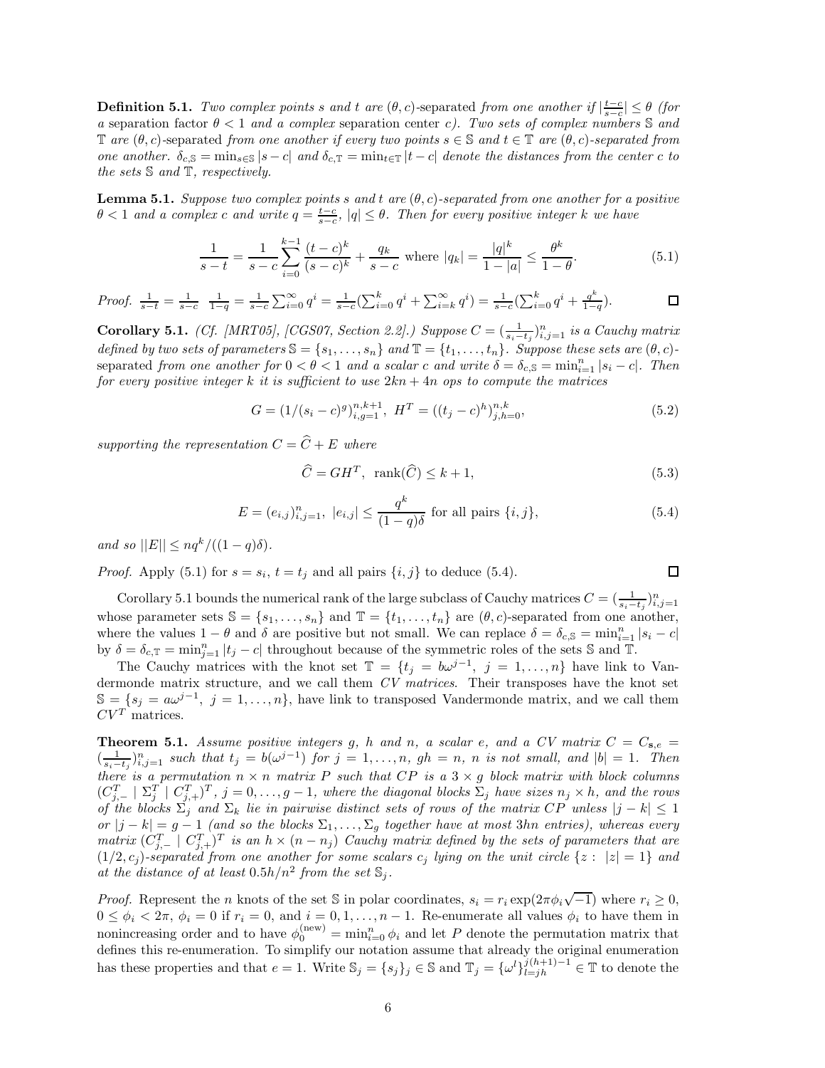**Definition 5.1.** *Two complex points $s$ and $t$ are $(\theta, c)$-separated from one another if $|\frac{t-c}{s-c}| \leq \theta$ (for a* separation factor *$\theta < 1$ and a complex* separation center *$c$). Two sets of complex numbers $\mathbb{S}$ and $\mathbb{T}$ are $(\theta, c)$-separated from one another if every two points $s \in \mathbb{S}$ and $t \in \mathbb{T}$ are $(\theta, c)$-separated from one another. $\delta_{c,\mathbb{S}} = \min_{s\in\mathbb{S}} |s - c|$ and $\delta_{c,\mathbb{T}} = \min_{t\in\mathbb{T}} |t - c|$ denote the distances from the center $c$ to the sets $\mathbb{S}$ and $\mathbb{T}$, respectively.*

**Lemma 5.1.** *Suppose two complex points $s$ and $t$ are $(\theta, c)$-separated from one another for a positive $\theta < 1$ and a complex $c$ and write $q = \frac{t-c}{s-c}$, $|q| \leq \theta$. Then for every positive integer $k$ we have*

$$\frac{1}{s-t} = \frac{1}{s-c}\sum_{i=0}^{k-1}\frac{(t-c)^k}{(s-c)^k} + \frac{q_k}{s-c} \text{ where } |q_k| = \frac{|q|^k}{1-|a|} \leq \frac{\theta^k}{1-\theta}. \tag{5.1}$$

*Proof.* $\frac{1}{s-t} = \frac{1}{s-c}\ \frac{1}{1-q} = \frac{1}{s-c}\sum_{i=0}^{\infty} q^i = \frac{1}{s-c}(\sum_{i=0}^{k} q^i + \sum_{i=k}^{\infty} q^i) = \frac{1}{s-c}(\sum_{i=0}^{k} q^i + \frac{q^k}{1-q})$. $\square$

**Corollary 5.1.** *(Cf. [MRT05], [CGS07, Section 2.2].) Suppose $C = (\frac{1}{s_i-t_j})_{i,j=1}^n$ is a Cauchy matrix defined by two sets of parameters $\mathbb{S} = \{s_1, \ldots, s_n\}$ and $\mathbb{T} = \{t_1, \ldots, t_n\}$. Suppose these sets are $(\theta, c)$-*separated *from one another for $0 < \theta < 1$ and a scalar $c$ and write $\delta = \delta_{c,\mathbb{S}} = \min_{i=1}^n |s_i - c|$. Then for every positive integer $k$ it is sufficient to use $2kn + 4n$ ops to compute the matrices*

$$G = (1/(s_i - c)^g)_{i,g=1}^{n,k+1},\ H^T = ((t_j - c)^h)_{j,h=0}^{n,k}, \tag{5.2}$$

*supporting the representation $C = \widehat{C} + E$ where*

$$\widehat{C} = GH^T,\ \ \text{rank}(\widehat{C}) \leq k + 1, \tag{5.3}$$

$$E = (e_{i,j})_{i,j=1}^n,\ |e_{i,j}| \leq \frac{q^k}{(1-q)\delta} \text{ for all pairs } \{i, j\}, \tag{5.4}$$

*and so $||E|| \leq nq^k/((1 - q)\delta)$.*

*Proof.* Apply (5.1) for $s = s_i$, $t = t_j$ and all pairs $\{i, j\}$ to deduce (5.4). $\square$

Corollary 5.1 bounds the numerical rank of the large subclass of Cauchy matrices $C = (\frac{1}{s_i-t_j})_{i,j=1}^n$ whose parameter sets $\mathbb{S} = \{s_1, \ldots, s_n\}$ and $\mathbb{T} = \{t_1, \ldots, t_n\}$ are $(\theta, c)$-separated from one another, where the values $1 - \theta$ and $\delta$ are positive but not small. We can replace $\delta = \delta_{c,\mathbb{S}} = \min_{i=1}^n |s_i - c|$ by $\delta = \delta_{c,\mathbb{T}} = \min_{j=1}^n |t_j - c|$ throughout because of the symmetric roles of the sets $\mathbb{S}$ and $\mathbb{T}$.

The Cauchy matrices with the knot set $\mathbb{T} = \{t_j = b\omega^{j-1},\ j = 1, \ldots, n\}$ have link to Vandermonde matrix structure, and we call them *CV matrices*. Their transposes have the knot set $\mathbb{S} = \{s_j = a\omega^{j-1},\ j = 1, \ldots, n\}$, have link to transposed Vandermonde matrix, and we call them $CV^T$ matrices.

**Theorem 5.1.** *Assume positive integers $g$, $h$ and $n$, a scalar $e$, and a CV matrix $C = C_{\mathbf{s},e} = (\frac{1}{s_i-t_j})_{i,j=1}^n$ such that $t_j = b(\omega^{j-1})$ for $j = 1, \ldots, n$, $gh = n$, $n$ is not small, and $|b| = 1$. Then there is a permutation $n \times n$ matrix $P$ such that $CP$ is a $3 \times g$ block matrix with block columns $(C_{j,-}^T \mid \Sigma_j^T \mid C_{j,+}^T)^T$, $j = 0, \ldots, g - 1$, where the diagonal blocks $\Sigma_j$ have sizes $n_j \times h$, and the rows of the blocks $\Sigma_j$ and $\Sigma_k$ lie in pairwise distinct sets of rows of the matrix $CP$ unless $|j - k| \leq 1$ or $|j - k| = g - 1$ (and so the blocks $\Sigma_1, \ldots, \Sigma_g$ together have at most $3hn$ entries), whereas every matrix $(C_{j,-}^T \mid C_{j,+}^T)^T$ is an $h \times (n - n_j)$ Cauchy matrix defined by the sets of parameters that are $(1/2, c_j)$-separated from one another for some scalars $c_j$ lying on the unit circle $\{z :\ |z| = 1\}$ and at the distance of at least $0.5h/n^2$ from the set $\mathbb{S}_j$.*

*Proof.* Represent the $n$ knots of the set $\mathbb{S}$ in polar coordinates, $s_i = r_i \exp(2\pi\phi_i\sqrt{-1})$ where $r_i \geq 0$, $0 \leq \phi_i < 2\pi$, $\phi_i = 0$ if $r_i = 0$, and $i = 0, 1, \ldots, n - 1$. Re-enumerate all values $\phi_i$ to have them in nonincreasing order and to have $\phi_0^{(\text{new})} = \min_{i=0}^n \phi_i$ and let $P$ denote the permutation matrix that defines this re-enumeration. To simplify our notation assume that already the original enumeration has these properties and that $e = 1$. Write $\mathbb{S}_j = \{s_j\}_j \in \mathbb{S}$ and $\mathbb{T}_j = \{\omega^l\}_{l=jh}^{j(h+1)-1} \in \mathbb{T}$ to denote the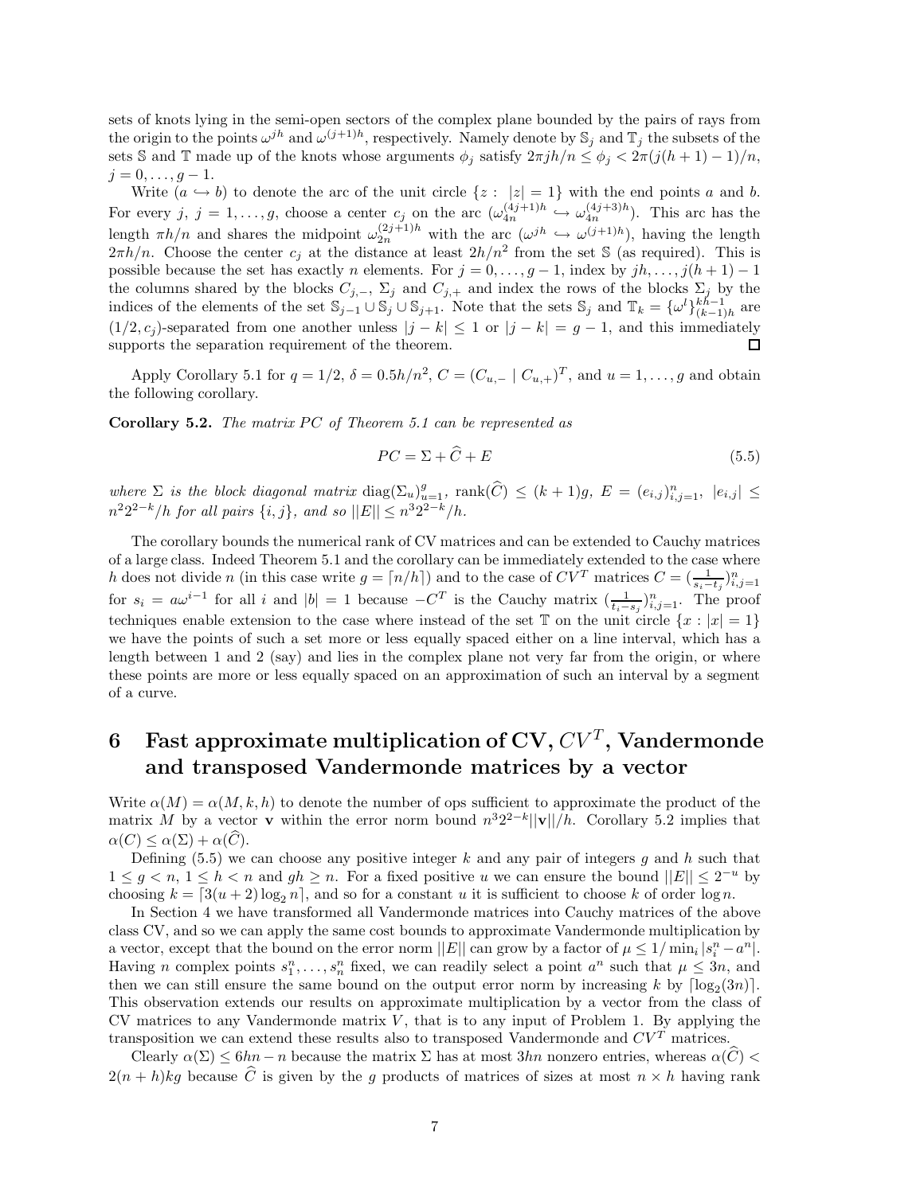sets of knots lying in the semi-open sectors of the complex plane bounded by the pairs of rays from the origin to the points $\omega^{jh}$ and $\omega^{(j+1)h}$, respectively. Namely denote by $\mathbb{S}_j$ and $\mathbb{T}_j$ the subsets of the sets $\mathbb{S}$ and $\mathbb{T}$ made up of the knots whose arguments $\phi_j$ satisfy $2\pi jh/n \le \phi_j < 2\pi(j(h+1)-1)/n$, $j = 0, \ldots, g-1$.

Write $(a \hookrightarrow b)$ to denote the arc of the unit circle $\{z : \ |z| = 1\}$ with the end points $a$ and $b$. For every $j$, $j = 1, \ldots, g$, choose a center $c_j$ on the arc $(\omega_{4n}^{(4j+1)h} \hookrightarrow \omega_{4n}^{(4j+3)h})$. This arc has the length $\pi h/n$ and shares the midpoint $\omega_{2n}^{(2j+1)h}$ with the arc $(\omega^{jh} \hookrightarrow \omega^{(j+1)h})$, having the length $2\pi h/n$. Choose the center $c_j$ at the distance at least $2h/n^2$ from the set $\mathbb{S}$ (as required). This is possible because the set has exactly $n$ elements. For $j = 0, \ldots, g-1$, index by $jh, \ldots, j(h+1)-1$ the columns shared by the blocks $C_{j,-}$, $\Sigma_j$ and $C_{j,+}$ and index the rows of the blocks $\Sigma_j$ by the indices of the elements of the set $\mathbb{S}_{j-1} \cup \mathbb{S}_j \cup \mathbb{S}_{j+1}$. Note that the sets $\mathbb{S}_j$ and $\mathbb{T}_k = \{\omega^l\}_{(k-1)h}^{kh-1}$ are $(1/2, c_j)$-separated from one another unless $|j-k| \le 1$ or $|j-k| = g-1$, and this immediately supports the separation requirement of the theorem. □

Apply Corollary 5.1 for $q = 1/2$, $\delta = 0.5h/n^2$, $C = (C_{u,-} \mid C_{u,+})^T$, and $u = 1, \ldots, g$ and obtain the following corollary.

**Corollary 5.2.** *The matrix $PC$ of Theorem 5.1 can be represented as*

$$PC = \Sigma + \widehat{C} + E \tag{5.5}$$

*where $\Sigma$ is the block diagonal matrix $\mathrm{diag}(\Sigma_u)_{u=1}^g$, $\mathrm{rank}(\widehat{C}) \le (k+1)g$, $E = (e_{i,j})_{i,j=1}^n$, $|e_{i,j}| \le n^2 2^{-k}/h$ for all pairs $\{i,j\}$, and so $||E|| \le n^3 2^{-k}/h$.*

The corollary bounds the numerical rank of CV matrices and can be extended to Cauchy matrices of a large class. Indeed Theorem 5.1 and the corollary can be immediately extended to the case where $h$ does not divide $n$ (in this case write $g = \lceil n/h \rceil$) and to the case of $CV^T$ matrices $C = (\frac{1}{s_i - t_j})_{i,j=1}^n$ for $s_i = a\omega^{i-1}$ for all $i$ and $|b| = 1$ because $-C^T$ is the Cauchy matrix $(\frac{1}{t_i - s_j})_{i,j=1}^n$. The proof techniques enable extension to the case where instead of the set $\mathbb{T}$ on the unit circle $\{x : |x| = 1\}$ we have the points of such a set more or less equally spaced either on a line interval, which has a length between 1 and 2 (say) and lies in the complex plane not very far from the origin, or where these points are more or less equally spaced on an approximation of such an interval by a segment of a curve.

# 6 Fast approximate multiplication of CV, $CV^T$, Vandermonde and transposed Vandermonde matrices by a vector

Write $\alpha(M) = \alpha(M, k, h)$ to denote the number of ops sufficient to approximate the product of the matrix $M$ by a vector $\mathbf{v}$ within the error norm bound $n^3 2^{-k}||\mathbf{v}||/h$. Corollary 5.2 implies that $\alpha(C) \le \alpha(\Sigma) + \alpha(\widehat{C})$.

Defining (5.5) we can choose any positive integer $k$ and any pair of integers $g$ and $h$ such that $1 \le g < n$, $1 \le h < n$ and $gh \ge n$. For a fixed positive $u$ we can ensure the bound $||E|| \le 2^{-u}$ by choosing $k = \lceil 3(u+2)\log_2 n \rceil$, and so for a constant $u$ it is sufficient to choose $k$ of order $\log n$.

In Section 4 we have transformed all Vandermonde matrices into Cauchy matrices of the above class CV, and so we can apply the same cost bounds to approximate Vandermonde multiplication by a vector, except that the bound on the error norm $||E||$ can grow by a factor of $\mu \le 1/\min_i |s_i^n - a^n|$. Having $n$ complex points $s_1^n, \ldots, s_n^n$ fixed, we can readily select a point $a^n$ such that $\mu \le 3n$, and then we can still ensure the same bound on the output error norm by increasing $k$ by $\lceil \log_2(3n) \rceil$. This observation extends our results on approximate multiplication by a vector from the class of CV matrices to any Vandermonde matrix $V$, that is to any input of Problem 1. By applying the transposition we can extend these results also to transposed Vandermonde and $CV^T$ matrices.

Clearly $\alpha(\Sigma) \le 6hn - n$ because the matrix $\Sigma$ has at most $3hn$ nonzero entries, whereas $\alpha(\widehat{C}) < 2(n+h)kg$ because $\widehat{C}$ is given by the $g$ products of matrices of sizes at most $n \times h$ having rank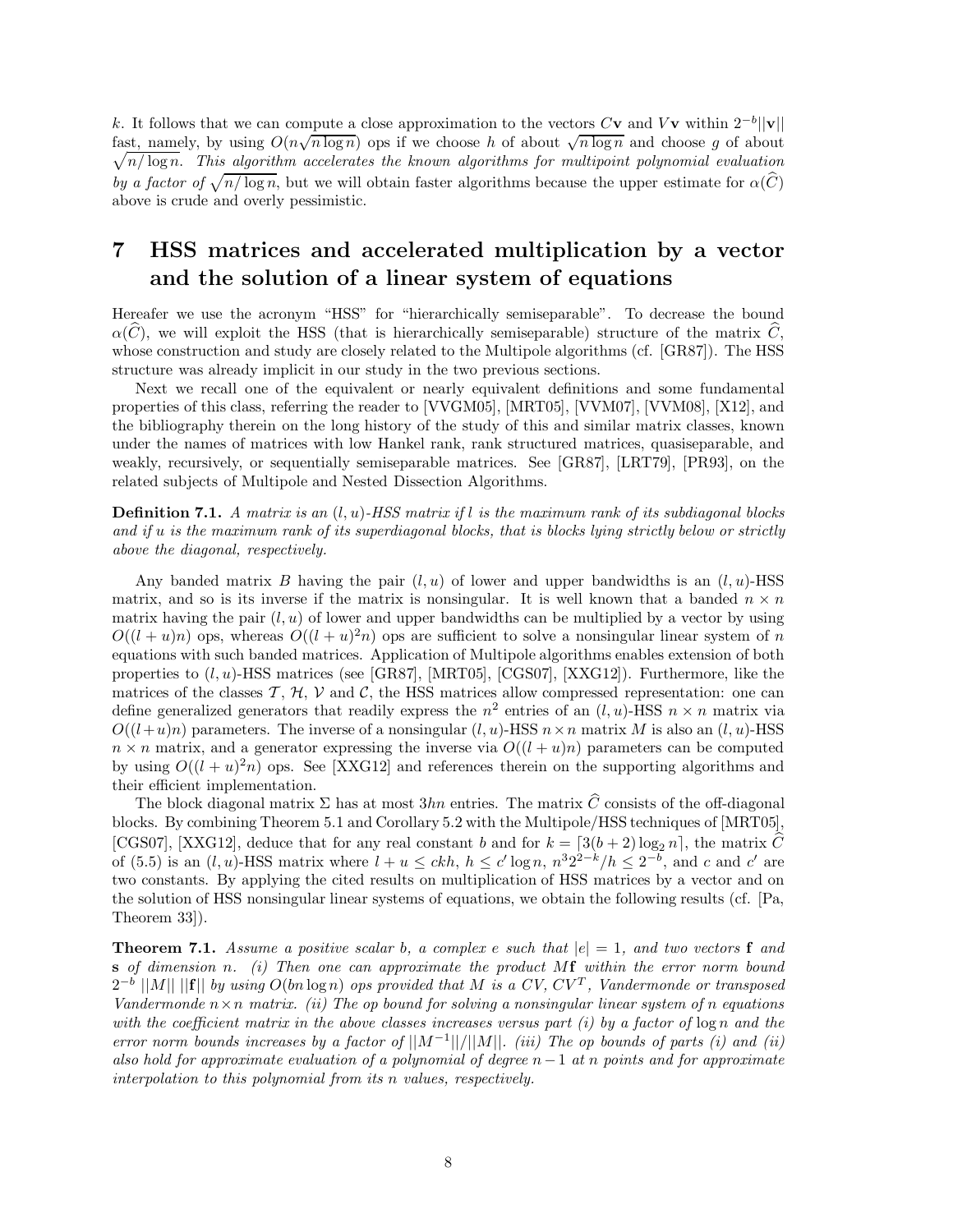$k$. It follows that we can compute a close approximation to the vectors $C\mathbf{v}$ and $V\mathbf{v}$ within $2^{-b}||\mathbf{v}||$ fast, namely, by using $O(n\sqrt{n \log n})$ ops if we choose $h$ of about $\sqrt{n \log n}$ and choose $g$ of about $\sqrt{n/\log n}$. *This algorithm accelerates the known algorithms for multipoint polynomial evaluation by a factor of* $\sqrt{n/\log n}$, but we will obtain faster algorithms because the upper estimate for $\alpha(\widehat{C})$ above is crude and overly pessimistic.

# 7 HSS matrices and accelerated multiplication by a vector and the solution of a linear system of equations

Hereafer we use the acronym "HSS" for "hierarchically semiseparable". To decrease the bound $\alpha(\widehat{C})$, we will exploit the HSS (that is hierarchically semiseparable) structure of the matrix $\widehat{C}$, whose construction and study are closely related to the Multipole algorithms (cf. [GR87]). The HSS structure was already implicit in our study in the two previous sections.

Next we recall one of the equivalent or nearly equivalent definitions and some fundamental properties of this class, referring the reader to [VVGM05], [MRT05], [VVM07], [VVM08], [X12], and the bibliography therein on the long history of the study of this and similar matrix classes, known under the names of matrices with low Hankel rank, rank structured matrices, quasiseparable, and weakly, recursively, or sequentially semiseparable matrices. See [GR87], [LRT79], [PR93], on the related subjects of Multipole and Nested Dissection Algorithms.

**Definition 7.1.** *A matrix is an $(l, u)$-HSS matrix if $l$ is the maximum rank of its subdiagonal blocks and if $u$ is the maximum rank of its superdiagonal blocks, that is blocks lying strictly below or strictly above the diagonal, respectively.*

Any banded matrix $B$ having the pair $(l, u)$ of lower and upper bandwidths is an $(l, u)$-HSS matrix, and so is its inverse if the matrix is nonsingular. It is well known that a banded $n \times n$ matrix having the pair $(l, u)$ of lower and upper bandwidths can be multiplied by a vector by using $O((l + u)n)$ ops, whereas $O((l + u)^2 n)$ ops are sufficient to solve a nonsingular linear system of $n$ equations with such banded matrices. Application of Multipole algorithms enables extension of both properties to $(l, u)$-HSS matrices (see [GR87], [MRT05], [CGS07], [XXG12]). Furthermore, like the matrices of the classes $\mathcal{T}$, $\mathcal{H}$, $\mathcal{V}$ and $\mathcal{C}$, the HSS matrices allow compressed representation: one can define generalized generators that readily express the $n^2$ entries of an $(l, u)$-HSS $n \times n$ matrix via $O((l+u)n)$ parameters. The inverse of a nonsingular $(l, u)$-HSS $n \times n$ matrix $M$ is also an $(l, u)$-HSS $n \times n$ matrix, and a generator expressing the inverse via $O((l + u)n)$ parameters can be computed by using $O((l + u)^2 n)$ ops. See [XXG12] and references therein on the supporting algorithms and their efficient implementation.

The block diagonal matrix $\Sigma$ has at most $3hn$ entries. The matrix $\widehat{C}$ consists of the off-diagonal blocks. By combining Theorem 5.1 and Corollary 5.2 with the Multipole/HSS techniques of [MRT05], [CGS07], [XXG12], deduce that for any real constant $b$ and for $k = \lceil 3(b + 2) \log_2 n \rceil$, the matrix $\widehat{C}$ of (5.5) is an $(l, u)$-HSS matrix where $l + u \le ckh$, $h \le c' \log n$, $n^3 2^{2-k}/h \le 2^{-b}$, and $c$ and $c'$ are two constants. By applying the cited results on multiplication of HSS matrices by a vector and on the solution of HSS nonsingular linear systems of equations, we obtain the following results (cf. [Pa, Theorem 33]).

**Theorem 7.1.** *Assume a positive scalar $b$, a complex $e$ such that $|e| = 1$, and two vectors $\mathbf{f}$ and $\mathbf{s}$ of dimension $n$. (i) Then one can approximate the product $M\mathbf{f}$ within the error norm bound $2^{-b}$ $||M||$ $||\mathbf{f}||$ by using $O(bn \log n)$ ops provided that $M$ is a $CV$, $CV^T$, Vandermonde or transposed Vandermonde $n \times n$ matrix. (ii) The op bound for solving a nonsingular linear system of $n$ equations with the coefficient matrix in the above classes increases versus part (i) by a factor of $\log n$ and the error norm bounds increases by a factor of $||M^{-1}||/||M||$. (iii) The op bounds of parts (i) and (ii) also hold for approximate evaluation of a polynomial of degree $n-1$ at $n$ points and for approximate interpolation to this polynomial from its $n$ values, respectively.*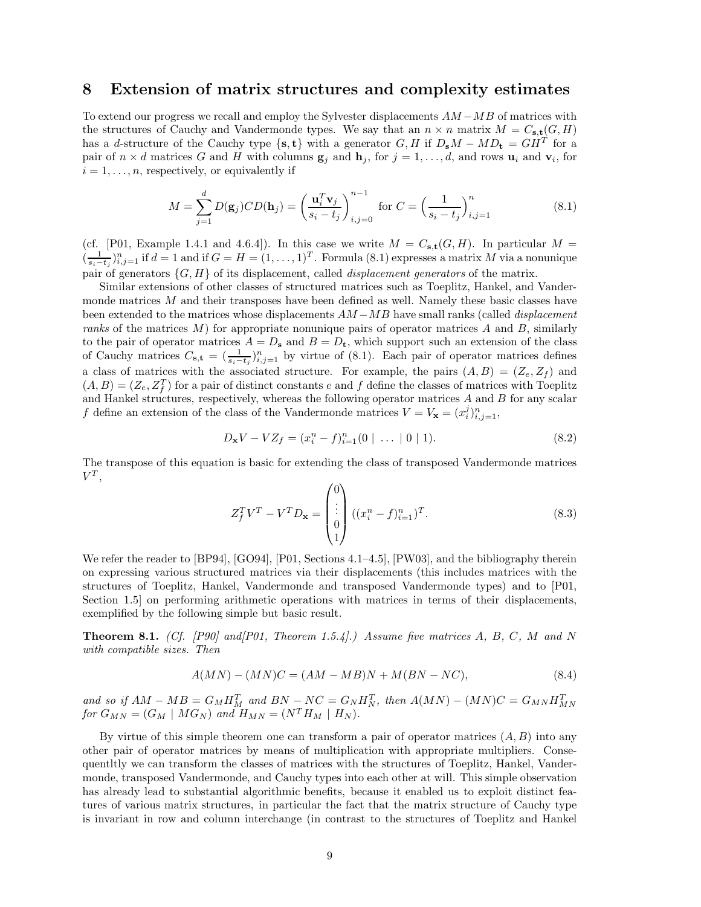## 8 Extension of matrix structures and complexity estimates

To extend our progress we recall and employ the Sylvester displacements $AM - MB$ of matrices with the structures of Cauchy and Vandermonde types. We say that an $n \times n$ matrix $M = C_{\mathbf{s},\mathbf{t}}(G, H)$ has a $d$-structure of the Cauchy type $\{\mathbf{s}, \mathbf{t}\}$ with a generator $G, H$ if $D_{\mathbf{s}} M - M D_{\mathbf{t}} = GH^T$ for a pair of $n \times d$ matrices $G$ and $H$ with columns $\mathbf{g}_j$ and $\mathbf{h}_j$, for $j = 1, \ldots, d$, and rows $\mathbf{u}_i$ and $\mathbf{v}_i$, for $i = 1, \ldots, n$, respectively, or equivalently if

$$M = \sum_{j=1}^{d} D(\mathbf{g}_j) C D(\mathbf{h}_j) = \left( \frac{\mathbf{u}_i^T \mathbf{v}_j}{s_i - t_j} \right)_{i,j=0}^{n-1} \text{ for } C = \left( \frac{1}{s_i - t_j} \right)_{i,j=1}^{n} \tag{8.1}$$

(cf. [P01, Example 1.4.1 and 4.6.4]). In this case we write $M = C_{\mathbf{s},\mathbf{t}}(G, H)$. In particular $M = (\frac{1}{s_i - t_j})_{i,j=1}^n$ if $d = 1$ and if $G = H = (1, \ldots, 1)^T$. Formula (8.1) expresses a matrix $M$ via a nonunique pair of generators $\{G, H\}$ of its displacement, called *displacement generators* of the matrix.

Similar extensions of other classes of structured matrices such as Toeplitz, Hankel, and Vandermonde matrices $M$ and their transposes have been defined as well. Namely these basic classes have been extended to the matrices whose displacements $AM - MB$ have small ranks (called *displacement ranks* of the matrices $M$) for appropriate nonunique pairs of operator matrices $A$ and $B$, similarly to the pair of operator matrices $A = D_{\mathbf{s}}$ and $B = D_{\mathbf{t}}$, which support such an extension of the class of Cauchy matrices $C_{\mathbf{s},\mathbf{t}} = (\frac{1}{s_i - t_j})_{i,j=1}^n$ by virtue of (8.1). Each pair of operator matrices defines a class of matrices with the associated structure. For example, the pairs $(A, B) = (Z_e, Z_f)$ and $(A, B) = (Z_e, Z_f^T)$ for a pair of distinct constants $e$ and $f$ define the classes of matrices with Toeplitz and Hankel structures, respectively, whereas the following operator matrices $A$ and $B$ for any scalar $f$ define an extension of the class of the Vandermonde matrices $V = V_{\mathbf{x}} = (x_i^j)_{i,j=1}^n$,

$$D_{\mathbf{x}} V - V Z_f = (x_i^n - f)_{i=1}^n (0 \mid \ldots \mid 0 \mid 1). \tag{8.2}$$

The transpose of this equation is basic for extending the class of transposed Vandermonde matrices $V^T$,

$$Z_f^T V^T - V^T D_{\mathbf{x}} = \begin{pmatrix} 0 \\ \vdots \\ 0 \\ 1 \end{pmatrix} ((x_i^n - f)_{i=1}^n)^T. \tag{8.3}$$

We refer the reader to [BP94], [GO94], [P01, Sections 4.1–4.5], [PW03], and the bibliography therein on expressing various structured matrices via their displacements (this includes matrices with the structures of Toeplitz, Hankel, Vandermonde and transposed Vandermonde types) and to [P01, Section 1.5] on performing arithmetic operations with matrices in terms of their displacements, exemplified by the following simple but basic result.

**Theorem 8.1.** *(Cf. [P90] and[P01, Theorem 1.5.4].) Assume five matrices A, B, C, M and N with compatible sizes. Then*

$$A(MN) - (MN)C = (AM - MB)N + M(BN - NC), \tag{8.4}$$

*and so if $AM - MB = G_M H_M^T$ and $BN - NC = G_N H_N^T$, then $A(MN) - (MN)C = G_{MN} H_{MN}^T$ for $G_{MN} = (G_M \mid M G_N)$ and $H_{MN} = (N^T H_M \mid H_N)$.*

By virtue of this simple theorem one can transform a pair of operator matrices $(A, B)$ into any other pair of operator matrices by means of multiplication with appropriate multipliers. Consequentltly we can transform the classes of matrices with the structures of Toeplitz, Hankel, Vandermonde, transposed Vandermonde, and Cauchy types into each other at will. This simple observation has already lead to substantial algorithmic benefits, because it enabled us to exploit distinct features of various matrix structures, in particular the fact that the matrix structure of Cauchy type is invariant in row and column interchange (in contrast to the structures of Toeplitz and Hankel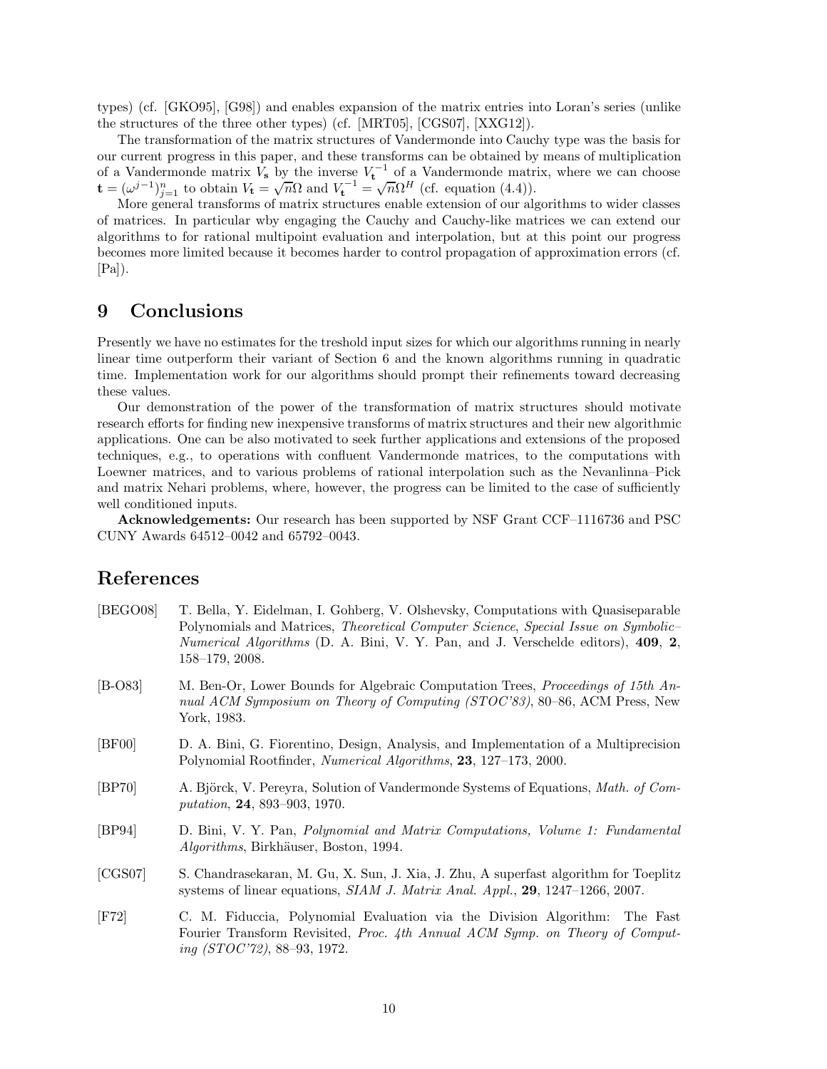types) (cf. [GKO95], [G98]) and enables expansion of the matrix entries into Loran's series (unlike the structures of the three other types) (cf. [MRT05], [CGS07], [XXG12]).

The transformation of the matrix structures of Vandermonde into Cauchy type was the basis for our current progress in this paper, and these transforms can be obtained by means of multiplication of a Vandermonde matrix $V_{\mathbf{s}}$ by the inverse $V_{\mathbf{t}}^{-1}$ of a Vandermonde matrix, where we can choose $\mathbf{t} = (\omega^{j-1})_{j=1}^{n}$ to obtain $V_{\mathbf{t}} = \sqrt{n}\Omega$ and $V_{\mathbf{t}}^{-1} = \sqrt{n}\Omega^H$ (cf. equation (4.4)).

More general transforms of matrix structures enable extension of our algorithms to wider classes of matrices. In particular wby engaging the Cauchy and Cauchy-like matrices we can extend our algorithms to for rational multipoint evaluation and interpolation, but at this point our progress becomes more limited because it becomes harder to control propagation of approximation errors (cf. [Pa]).

## 9 Conclusions

Presently we have no estimates for the treshold input sizes for which our algorithms running in nearly linear time outperform their variant of Section 6 and the known algorithms running in quadratic time. Implementation work for our algorithms should prompt their refinements toward decreasing these values.

Our demonstration of the power of the transformation of matrix structures should motivate research efforts for finding new inexpensive transforms of matrix structures and their new algorithmic applications. One can be also motivated to seek further applications and extensions of the proposed techniques, e.g., to operations with confluent Vandermonde matrices, to the computations with Loewner matrices, and to various problems of rational interpolation such as the Nevanlinna–Pick and matrix Nehari problems, where, however, the progress can be limited to the case of sufficiently well conditioned inputs.

**Acknowledgements:** Our research has been supported by NSF Grant CCF–1116736 and PSC CUNY Awards 64512–0042 and 65792–0043.

# References

[BEGO08] T. Bella, Y. Eidelman, I. Gohberg, V. Olshevsky, Computations with Quasiseparable Polynomials and Matrices, *Theoretical Computer Science*, *Special Issue on Symbolic–Numerical Algorithms* (D. A. Bini, V. Y. Pan, and J. Verschelde editors), **409**, **2**, 158–179, 2008.

[B-O83] M. Ben-Or, Lower Bounds for Algebraic Computation Trees, *Proceedings of 15th Annual ACM Symposium on Theory of Computing (STOC'83)*, 80–86, ACM Press, New York, 1983.

[BF00] D. A. Bini, G. Fiorentino, Design, Analysis, and Implementation of a Multiprecision Polynomial Rootfinder, *Numerical Algorithms*, **23**, 127–173, 2000.

[BP70] A. Björck, V. Pereyra, Solution of Vandermonde Systems of Equations, *Math. of Computation*, **24**, 893–903, 1970.

[BP94] D. Bini, V. Y. Pan, *Polynomial and Matrix Computations, Volume 1: Fundamental Algorithms*, Birkhäuser, Boston, 1994.

[CGS07] S. Chandrasekaran, M. Gu, X. Sun, J. Xia, J. Zhu, A superfast algorithm for Toeplitz systems of linear equations, *SIAM J. Matrix Anal. Appl.*, **29**, 1247–1266, 2007.

[F72] C. M. Fiduccia, Polynomial Evaluation via the Division Algorithm: The Fast Fourier Transform Revisited, *Proc. 4th Annual ACM Symp. on Theory of Computing (STOC'72)*, 88–93, 1972.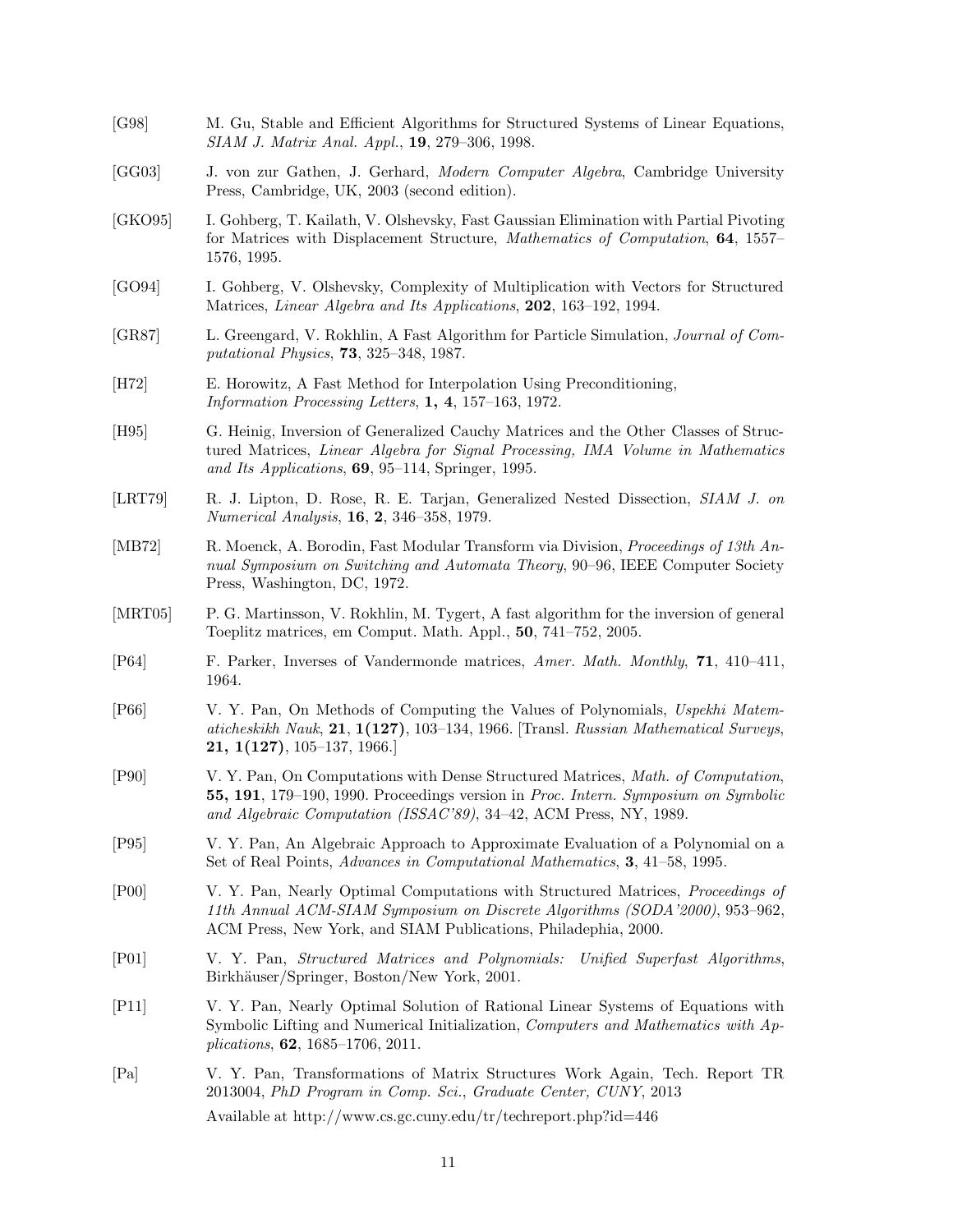[G98] M. Gu, Stable and Efficient Algorithms for Structured Systems of Linear Equations, *SIAM J. Matrix Anal. Appl.*, **19**, 279–306, 1998.

[GG03] J. von zur Gathen, J. Gerhard, *Modern Computer Algebra*, Cambridge University Press, Cambridge, UK, 2003 (second edition).

[GKO95] I. Gohberg, T. Kailath, V. Olshevsky, Fast Gaussian Elimination with Partial Pivoting for Matrices with Displacement Structure, *Mathematics of Computation*, **64**, 1557–1576, 1995.

[GO94] I. Gohberg, V. Olshevsky, Complexity of Multiplication with Vectors for Structured Matrices, *Linear Algebra and Its Applications*, **202**, 163–192, 1994.

[GR87] L. Greengard, V. Rokhlin, A Fast Algorithm for Particle Simulation, *Journal of Computational Physics*, **73**, 325–348, 1987.

[H72] E. Horowitz, A Fast Method for Interpolation Using Preconditioning, *Information Processing Letters*, **1, 4**, 157–163, 1972.

[H95] G. Heinig, Inversion of Generalized Cauchy Matrices and the Other Classes of Structured Matrices, *Linear Algebra for Signal Processing, IMA Volume in Mathematics and Its Applications*, **69**, 95–114, Springer, 1995.

[LRT79] R. J. Lipton, D. Rose, R. E. Tarjan, Generalized Nested Dissection, *SIAM J. on Numerical Analysis*, **16**, **2**, 346–358, 1979.

[MB72] R. Moenck, A. Borodin, Fast Modular Transform via Division, *Proceedings of 13th Annual Symposium on Switching and Automata Theory*, 90–96, IEEE Computer Society Press, Washington, DC, 1972.

[MRT05] P. G. Martinsson, V. Rokhlin, M. Tygert, A fast algorithm for the inversion of general Toeplitz matrices, em Comput. Math. Appl., **50**, 741–752, 2005.

[P64] F. Parker, Inverses of Vandermonde matrices, *Amer. Math. Monthly*, **71**, 410–411, 1964.

[P66] V. Y. Pan, On Methods of Computing the Values of Polynomials, *Uspekhi Matematicheskikh Nauk*, **21**, **1(127)**, 103–134, 1966. [Transl. *Russian Mathematical Surveys*, **21, 1(127)**, 105–137, 1966.]

[P90] V. Y. Pan, On Computations with Dense Structured Matrices, *Math. of Computation*, **55, 191**, 179–190, 1990. Proceedings version in *Proc. Intern. Symposium on Symbolic and Algebraic Computation (ISSAC'89)*, 34–42, ACM Press, NY, 1989.

[P95] V. Y. Pan, An Algebraic Approach to Approximate Evaluation of a Polynomial on a Set of Real Points, *Advances in Computational Mathematics*, **3**, 41–58, 1995.

[P00] V. Y. Pan, Nearly Optimal Computations with Structured Matrices, *Proceedings of 11th Annual ACM-SIAM Symposium on Discrete Algorithms (SODA'2000)*, 953–962, ACM Press, New York, and SIAM Publications, Philadephia, 2000.

[P01] V. Y. Pan, *Structured Matrices and Polynomials: Unified Superfast Algorithms*, Birkhäuser/Springer, Boston/New York, 2001.

[P11] V. Y. Pan, Nearly Optimal Solution of Rational Linear Systems of Equations with Symbolic Lifting and Numerical Initialization, *Computers and Mathematics with Applications*, **62**, 1685–1706, 2011.

[Pa] V. Y. Pan, Transformations of Matrix Structures Work Again, Tech. Report TR 2013004, *PhD Program in Comp. Sci., Graduate Center, CUNY*, 2013
Available at http://www.cs.gc.cuny.edu/tr/techreport.php?id=446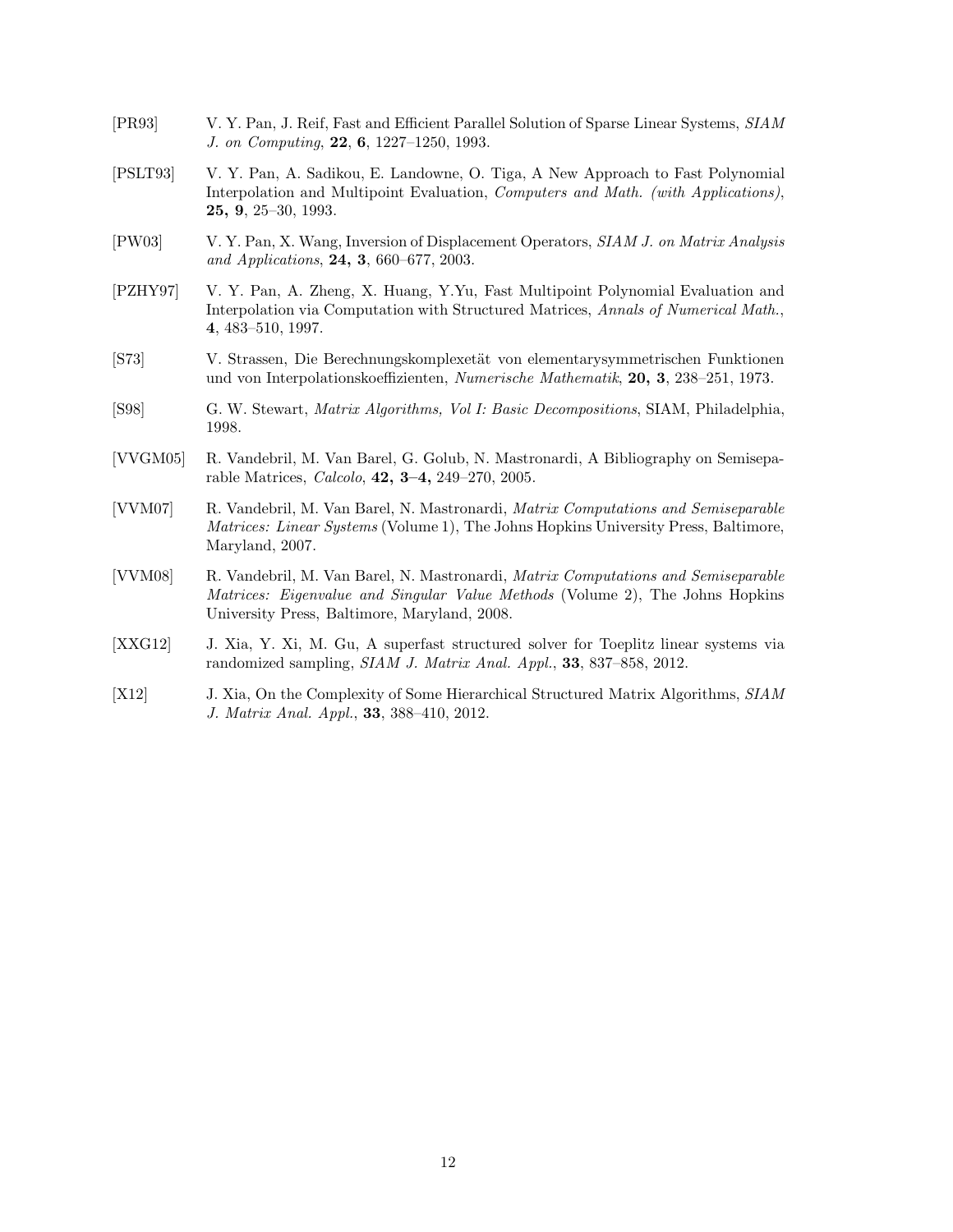[PR93] V. Y. Pan, J. Reif, Fast and Efficient Parallel Solution of Sparse Linear Systems, *SIAM J. on Computing*, **22**, **6**, 1227–1250, 1993.

[PSLT93] V. Y. Pan, A. Sadikou, E. Landowne, O. Tiga, A New Approach to Fast Polynomial Interpolation and Multipoint Evaluation, *Computers and Math. (with Applications)*, **25, 9**, 25–30, 1993.

[PW03] V. Y. Pan, X. Wang, Inversion of Displacement Operators, *SIAM J. on Matrix Analysis and Applications*, **24, 3**, 660–677, 2003.

[PZHY97] V. Y. Pan, A. Zheng, X. Huang, Y.Yu, Fast Multipoint Polynomial Evaluation and Interpolation via Computation with Structured Matrices, *Annals of Numerical Math.*, **4**, 483–510, 1997.

[S73] V. Strassen, Die Berechnungskomplexetät von elementarysymmetrischen Funktionen und von Interpolationskoeffizienten, *Numerische Mathematik*, **20, 3**, 238–251, 1973.

[S98] G. W. Stewart, *Matrix Algorithms, Vol I: Basic Decompositions*, SIAM, Philadelphia, 1998.

[VVGM05] R. Vandebril, M. Van Barel, G. Golub, N. Mastronardi, A Bibliography on Semiseparable Matrices, *Calcolo*, **42, 3–4,** 249–270, 2005.

[VVM07] R. Vandebril, M. Van Barel, N. Mastronardi, *Matrix Computations and Semiseparable Matrices: Linear Systems* (Volume 1), The Johns Hopkins University Press, Baltimore, Maryland, 2007.

[VVM08] R. Vandebril, M. Van Barel, N. Mastronardi, *Matrix Computations and Semiseparable Matrices: Eigenvalue and Singular Value Methods* (Volume 2), The Johns Hopkins University Press, Baltimore, Maryland, 2008.

[XXG12] J. Xia, Y. Xi, M. Gu, A superfast structured solver for Toeplitz linear systems via randomized sampling, *SIAM J. Matrix Anal. Appl.*, **33**, 837–858, 2012.

[X12] J. Xia, On the Complexity of Some Hierarchical Structured Matrix Algorithms, *SIAM J. Matrix Anal. Appl.*, **33**, 388–410, 2012.